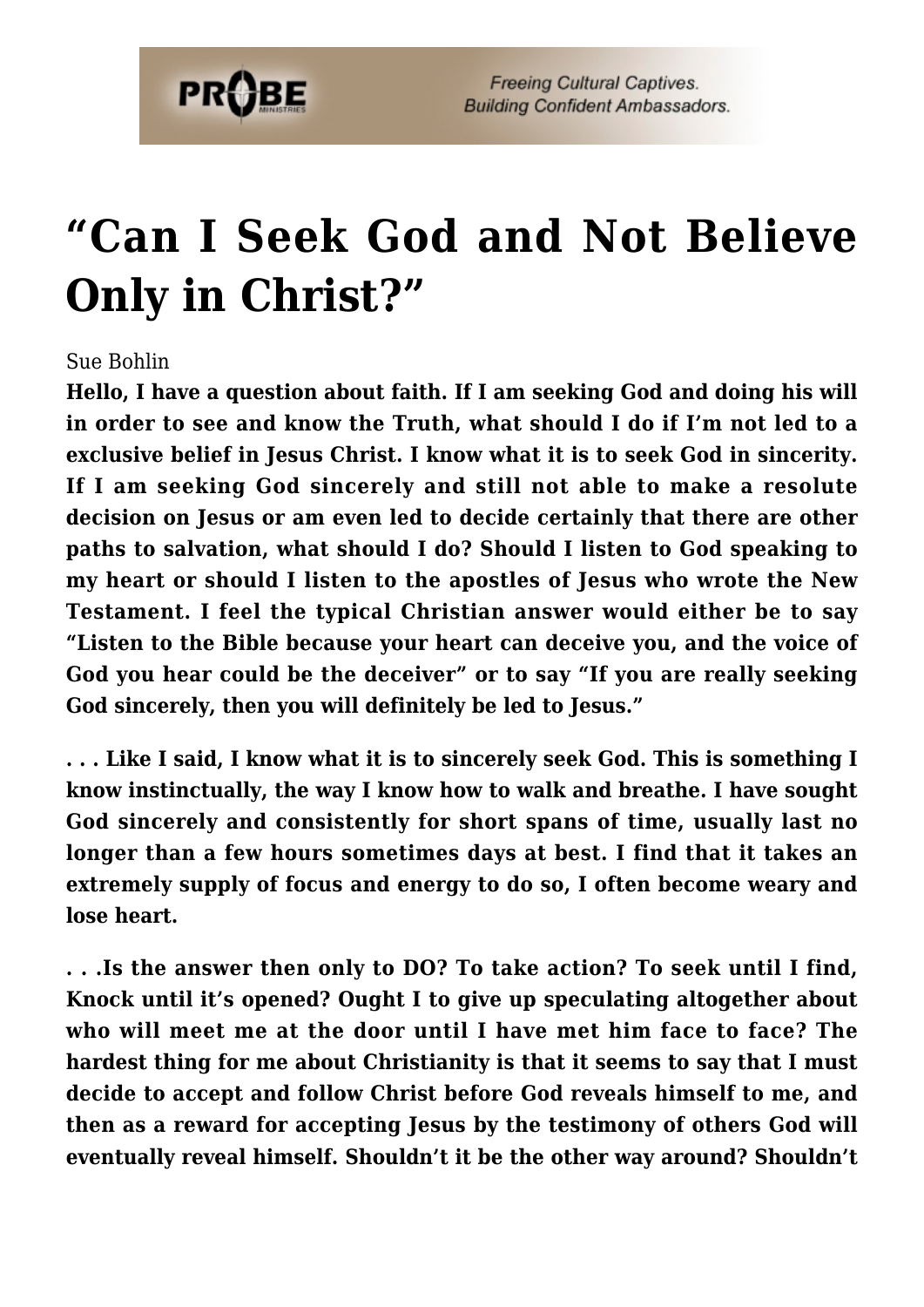# "Can I Seek God and Not Believe Only in Christ?"

Sue Bohlin

**Hello, I have a question about faith. If I am seeking God and doing his will in order to see and know the Truth, what should I do if I'm not led to a exclusive belief in Jesus Christ. I know what it is to seek God in sincerity. If I am seeking God sincerely and still not able to make a resolute decision on Jesus or am even led to decide certainly that there are other paths to salvation, what should I do? Should I listen to God speaking to my heart or should I listen to the apostles of Jesus who wrote the New Testament. I feel the typical Christian answer would either be to say "Listen to the Bible because your heart can deceive you, and the voice of God you hear could be the deceiver" or to say "If you are really seeking God sincerely, then you will definitely be led to Jesus."**

**. . . Like I said, I know what it is to sincerely seek God. This is something I know instinctually, the way I know how to walk and breathe. I have sought God sincerely and consistently for short spans of time, usually last no longer than a few hours sometimes days at best. I find that it takes an extremely supply of focus and energy to do so, I often become weary and lose heart.**

**. . .Is the answer then only to DO? To take action? To seek until I find, Knock until it's opened? Ought I to give up speculating altogether about who will meet me at the door until I have met him face to face? The hardest thing for me about Christianity is that it seems to say that I must decide to accept and follow Christ before God reveals himself to me, and then as a reward for accepting Jesus by the testimony of others God will eventually reveal himself. Shouldn't it be the other way around? Shouldn't**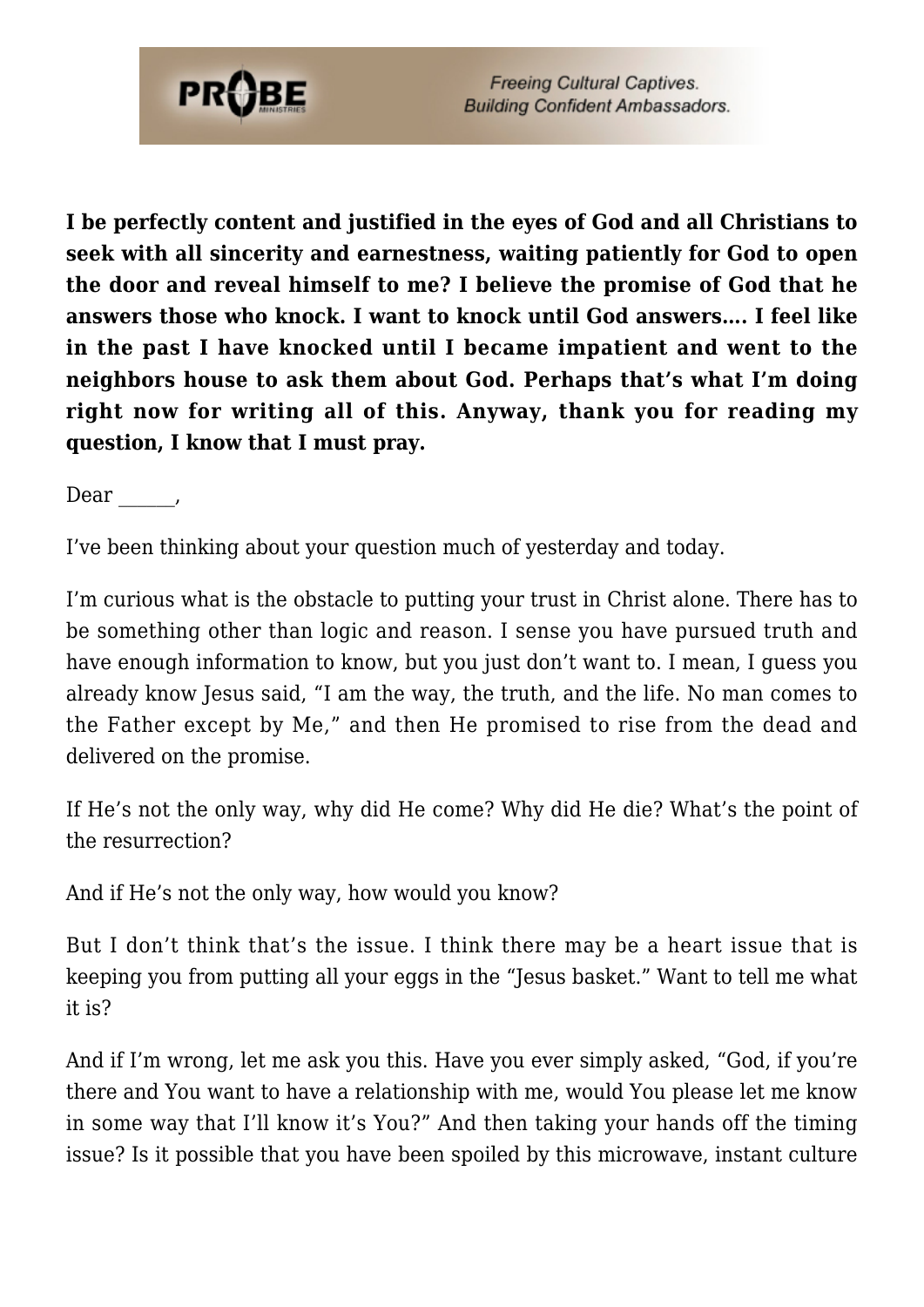**I be perfectly content and justified in the eyes of God and all Christians to seek with all sincerity and earnestness, waiting patiently for God to open the door and reveal himself to me? I believe the promise of God that he answers those who knock. I want to knock until God answers…. I feel like in the past I have knocked until I became impatient and went to the neighbors house to ask them about God. Perhaps that's what I'm doing right now for writing all of this. Anyway, thank you for reading my question, I know that I must pray.**

Dear ______,

I've been thinking about your question much of yesterday and today.

I'm curious what is the obstacle to putting your trust in Christ alone. There has to be something other than logic and reason. I sense you have pursued truth and have enough information to know, but you just don't want to. I mean, I guess you already know Jesus said, "I am the way, the truth, and the life. No man comes to the Father except by Me," and then He promised to rise from the dead and delivered on the promise.

If He's not the only way, why did He come? Why did He die? What's the point of the resurrection?

And if He's not the only way, how would you know?

But I don't think that's the issue. I think there may be a heart issue that is keeping you from putting all your eggs in the "Jesus basket." Want to tell me what it is?

And if I'm wrong, let me ask you this. Have you ever simply asked, "God, if you're there and You want to have a relationship with me, would You please let me know in some way that I'll know it's You?" And then taking your hands off the timing issue? Is it possible that you have been spoiled by this microwave, instant culture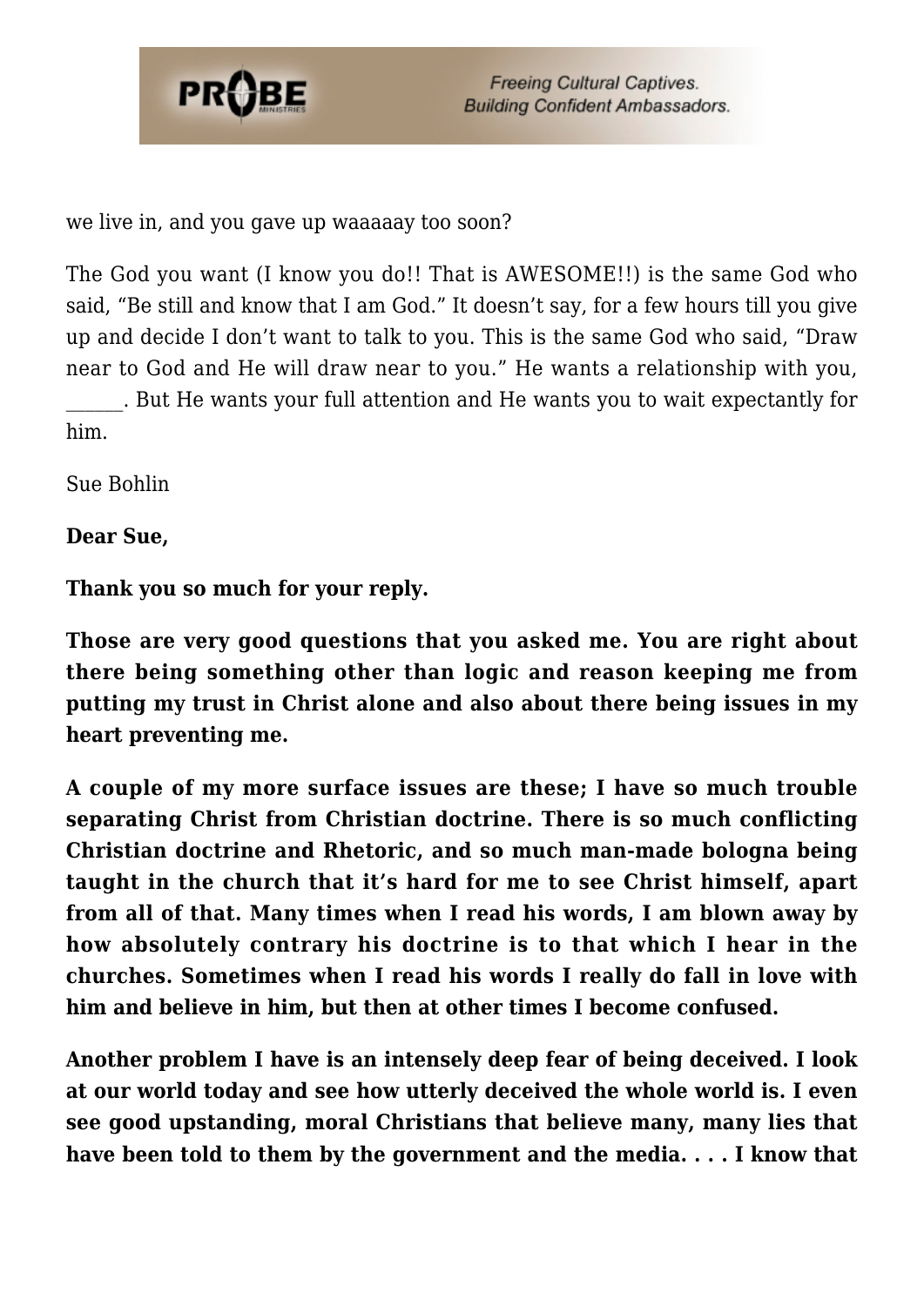we live in, and you gave up waaaaay too soon?

The God you want (I know you do!! That is AWESOME!!) is the same God who said, “Be still and know that I am God.” It doesn’t say, for a few hours till you give up and decide I don’t want to talk to you. This is the same God who said, “Draw near to God and He will draw near to you.” He wants a relationship with you, ______. But He wants your full attention and He wants you to wait expectantly for him.

Sue Bohlin

**Dear Sue,**

**Thank you so much for your reply.**

**Those are very good questions that you asked me. You are right about there being something other than logic and reason keeping me from putting my trust in Christ alone and also about there being issues in my heart preventing me.**

**A couple of my more surface issues are these; I have so much trouble separating Christ from Christian doctrine. There is so much conflicting Christian doctrine and Rhetoric, and so much man-made bologna being taught in the church that it’s hard for me to see Christ himself, apart from all of that. Many times when I read his words, I am blown away by how absolutely contrary his doctrine is to that which I hear in the churches. Sometimes when I read his words I really do fall in love with him and believe in him, but then at other times I become confused.**

**Another problem I have is an intensely deep fear of being deceived. I look at our world today and see how utterly deceived the whole world is. I even see good upstanding, moral Christians that believe many, many lies that have been told to them by the government and the media. . . . I know that**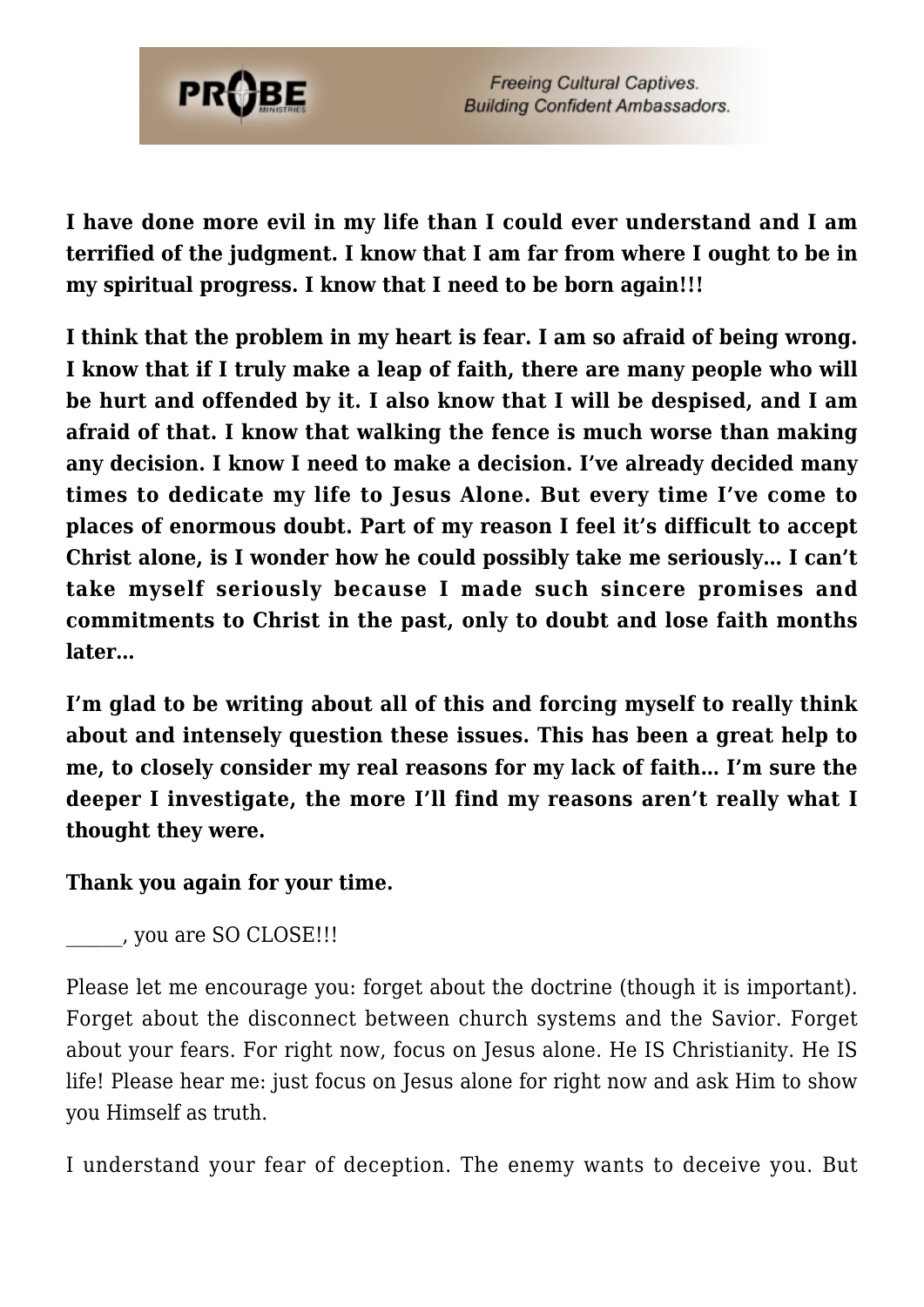**I have done more evil in my life than I could ever understand and I am terrified of the judgment. I know that I am far from where I ought to be in my spiritual progress. I know that I need to be born again!!!**

**I think that the problem in my heart is fear. I am so afraid of being wrong. I know that if I truly make a leap of faith, there are many people who will be hurt and offended by it. I also know that I will be despised, and I am afraid of that. I know that walking the fence is much worse than making any decision. I know I need to make a decision. I've already decided many times to dedicate my life to Jesus Alone. But every time I've come to places of enormous doubt. Part of my reason I feel it's difficult to accept Christ alone, is I wonder how he could possibly take me seriously… I can't take myself seriously because I made such sincere promises and commitments to Christ in the past, only to doubt and lose faith months later…**

**I'm glad to be writing about all of this and forcing myself to really think about and intensely question these issues. This has been a great help to me, to closely consider my real reasons for my lack of faith… I'm sure the deeper I investigate, the more I'll find my reasons aren't really what I thought they were.**

**Thank you again for your time.**

______, you are SO CLOSE!!!

Please let me encourage you: forget about the doctrine (though it is important). Forget about the disconnect between church systems and the Savior. Forget about your fears. For right now, focus on Jesus alone. He IS Christianity. He IS life! Please hear me: just focus on Jesus alone for right now and ask Him to show you Himself as truth.

I understand your fear of deception. The enemy wants to deceive you. But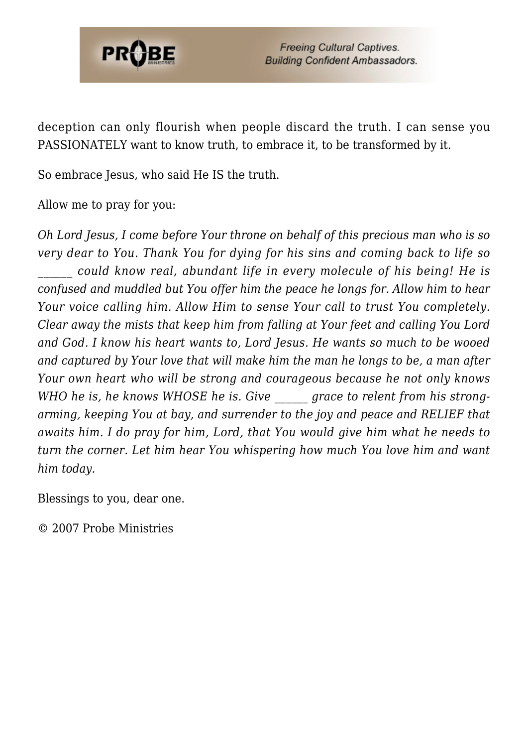deception can only flourish when people discard the truth. I can sense you PASSIONATELY want to know truth, to embrace it, to be transformed by it.

So embrace Jesus, who said He IS the truth.

Allow me to pray for you:

*Oh Lord Jesus, I come before Your throne on behalf of this precious man who is so very dear to You. Thank You for dying for his sins and coming back to life so ______ could know real, abundant life in every molecule of his being! He is confused and muddled but You offer him the peace he longs for. Allow him to hear Your voice calling him. Allow Him to sense Your call to trust You completely. Clear away the mists that keep him from falling at Your feet and calling You Lord and God. I know his heart wants to, Lord Jesus. He wants so much to be wooed and captured by Your love that will make him the man he longs to be, a man after Your own heart who will be strong and courageous because he not only knows WHO he is, he knows WHOSE he is. Give ______ grace to relent from his strong-arming, keeping You at bay, and surrender to the joy and peace and RELIEF that awaits him. I do pray for him, Lord, that You would give him what he needs to turn the corner. Let him hear You whispering how much You love him and want him today.*

Blessings to you, dear one.

© 2007 Probe Ministries